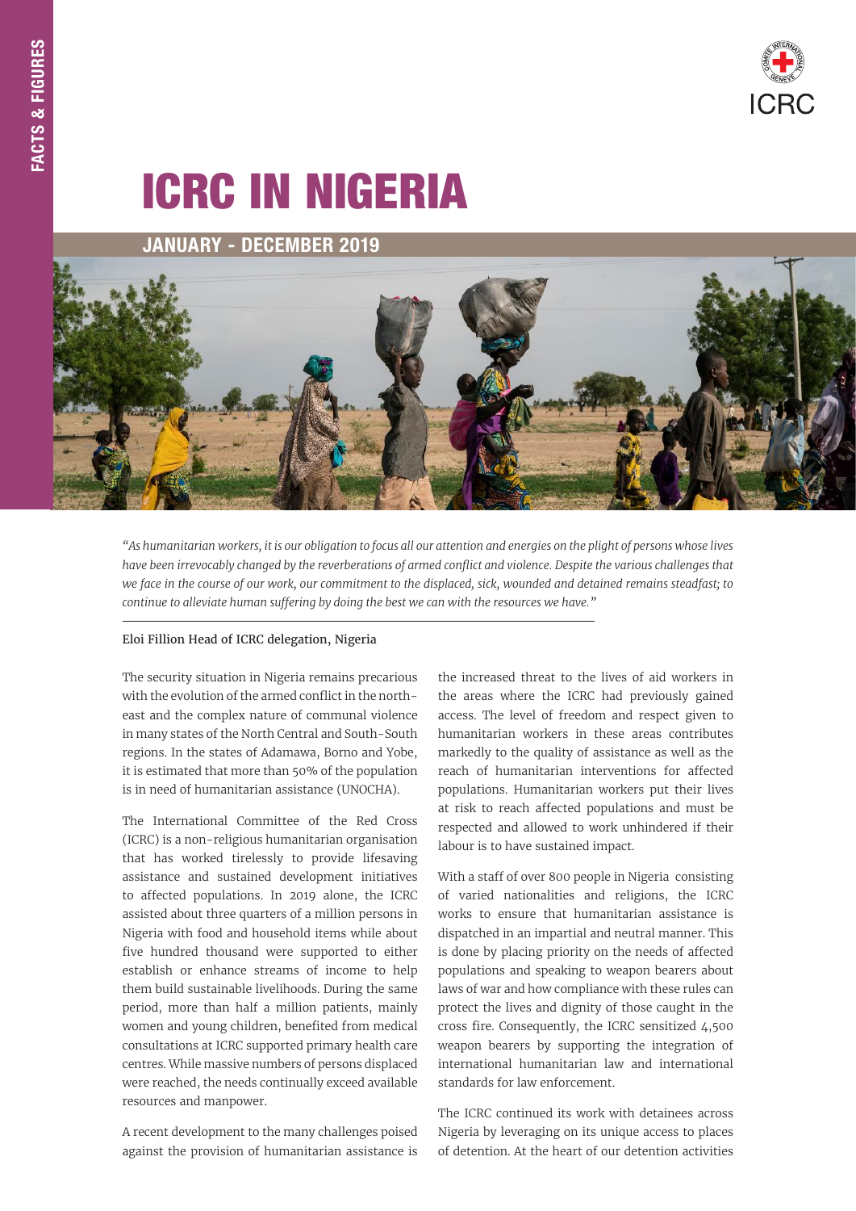# ICRC IN NIGERIA

## JANUARY - DECEMBER 2019

*"As humanitarian workers, it is our obligation to focus all our attention and energies on the plight of persons whose lives have been irrevocably changed by the reverberations of armed conflict and violence. Despite the various challenges that we face in the course of our work, our commitment to the displaced, sick, wounded and detained remains steadfast; to continue to alleviate human suffering by doing the best we can with the resources we have."*

Eloi Fillion Head of ICRC delegation, Nigeria

The security situation in Nigeria remains precarious with the evolution of the armed conflict in the north-east and the complex nature of communal violence in many states of the North Central and South-South regions. In the states of Adamawa, Borno and Yobe, it is estimated that more than 50% of the population is in need of humanitarian assistance (UNOCHA).

The International Committee of the Red Cross (ICRC) is a non-religious humanitarian organisation that has worked tirelessly to provide lifesaving assistance and sustained development initiatives to affected populations. In 2019 alone, the ICRC assisted about three quarters of a million persons in Nigeria with food and household items while about five hundred thousand were supported to either establish or enhance streams of income to help them build sustainable livelihoods. During the same period, more than half a million patients, mainly women and young children, benefited from medical consultations at ICRC supported primary health care centres. While massive numbers of persons displaced were reached, the needs continually exceed available resources and manpower.

A recent development to the many challenges poised against the provision of humanitarian assistance is the increased threat to the lives of aid workers in the areas where the ICRC had previously gained access. The level of freedom and respect given to humanitarian workers in these areas contributes markedly to the quality of assistance as well as the reach of humanitarian interventions for affected populations. Humanitarian workers put their lives at risk to reach affected populations and must be respected and allowed to work unhindered if their labour is to have sustained impact.

With a staff of over 800 people in Nigeria consisting of varied nationalities and religions, the ICRC works to ensure that humanitarian assistance is dispatched in an impartial and neutral manner. This is done by placing priority on the needs of affected populations and speaking to weapon bearers about laws of war and how compliance with these rules can protect the lives and dignity of those caught in the cross fire. Consequently, the ICRC sensitized 4,500 weapon bearers by supporting the integration of international humanitarian law and international standards for law enforcement.

The ICRC continued its work with detainees across Nigeria by leveraging on its unique access to places of detention. At the heart of our detention activities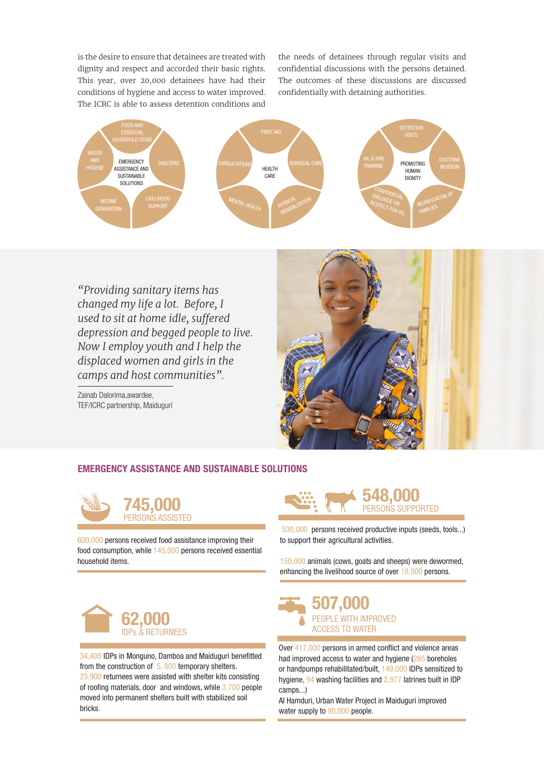is the desire to ensure that detainees are treated with dignity and respect and accorded their basic rights. This year, over 20,000 detainees have had their conditions of hygiene and access to water improved. The ICRC is able to assess detention conditions and the needs of detainees through regular visits and confidential discussions with the persons detained. The outcomes of these discussions are discussed confidentially with detaining authorities.

EMERGENCY ASSISTANCE AND SUSTAINABLE SOLUTIONS: Food and essential household items; Shelters; Livelihood support; Income generation; Water and hygiene

HEALTH CARE: First aid; Surgical care; Physical rehabilitation; Mental health; Consultations

PROMOTING HUMAN DIGNITY: Detention visits; Doctrine revision; Reunification of families; Confidential dialogue on respect for IHL; IHL & IHRL training

*"Providing sanitary items has changed my life a lot. Before, I used to sit at home idle, suffered depression and begged people to live. Now I employ youth and I help the displaced women and girls in the camps and host communities".*

Zainab Dalorima,awardee,
TEF/ICRC partnership, Maiduguri

## EMERGENCY ASSISTANCE AND SUSTAINABLE SOLUTIONS

### 745,000 PERSONS ASSISTED

600,000 persons received food assistance improving their food consumption, while 145,000 persons received essential household items.

### 548,000 PERSONS SUPPORTED

530,000 persons received productive inputs (seeds, tools...) to support their agricultural activities.

150,000 animals (cows, goats and sheeps) were dewormed, enhancing the livelihood source of over 18,000 persons.

### 62,000 IDPs & RETURNEES

34,400 IDPs in Monguno, Damboa and Maiduguri benefitted from the construction of 5, 800 temporary shelters. 23,900 returnees were assisted with shelter kits consisting of roofing materials, door and windows, while 3,700 people moved into permanent shelters built with stabilized soil bricks.

### 507,000 PEOPLE WITH IMPROVED ACCESS TO WATER

Over 417,000 persons in armed conflict and violence areas had improved access to water and hygiene (285 boreholes or handpumps rehabilitated/built, 149,000 IDPs sensitized to hygiene, 94 washing facilities and 2,977 latrines built in IDP camps...)

Al Hamduri, Urban Water Project in Maiduguri improved water supply to 90,000 people.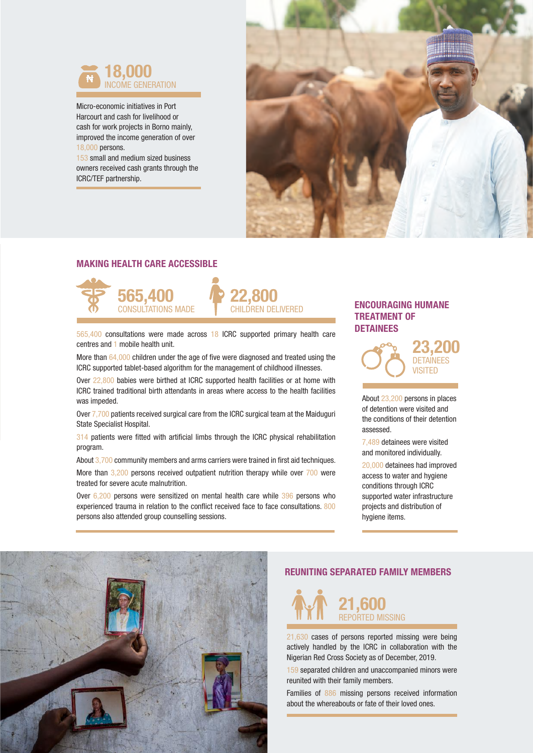**18,000**
INCOME GENERATION

Micro-economic initiatives in Port Harcourt and cash for livelihood or cash for work projects in Borno mainly, improved the income generation of over 18,000 persons.

153 small and medium sized business owners received cash grants through the ICRC/TEF partnership.

## MAKING HEALTH CARE ACCESSIBLE

**565,400**
CONSULTATIONS MADE

**22,800**
CHILDREN DELIVERED

565,400 consultations were made across 18 ICRC supported primary health care centres and 1 mobile health unit.

More than 64,000 children under the age of five were diagnosed and treated using the ICRC supported tablet-based algorithm for the management of childhood illnesses.

Over 22,800 babies were birthed at ICRC supported health facilities or at home with ICRC trained traditional birth attendants in areas where access to the health facilities was impeded.

Over 7,700 patients received surgical care from the ICRC surgical team at the Maiduguri State Specialist Hospital.

314 patients were fitted with artificial limbs through the ICRC physical rehabilitation program.

About 3,700 community members and arms carriers were trained in first aid techniques.

More than 3,200 persons received outpatient nutrition therapy while over 700 were treated for severe acute malnutrition.

Over 6,200 persons were sensitized on mental health care while 396 persons who experienced trauma in relation to the conflict received face to face consultations. 800 persons also attended group counselling sessions.

## ENCOURAGING HUMANE TREATMENT OF DETAINEES

**23,200**
DETAINEES VISITED

About 23,200 persons in places of detention were visited and the conditions of their detention assessed.

7,489 detainees were visited and monitored individually.

20,000 detainees had improved access to water and hygiene conditions through ICRC supported water infrastructure projects and distribution of hygiene items.

## REUNITING SEPARATED FAMILY MEMBERS

**21,600**
REPORTED MISSING

21,630 cases of persons reported missing were being actively handled by the ICRC in collaboration with the Nigerian Red Cross Society as of December, 2019.

159 separated children and unaccompanied minors were reunited with their family members.

Families of 886 missing persons received information about the whereabouts or fate of their loved ones.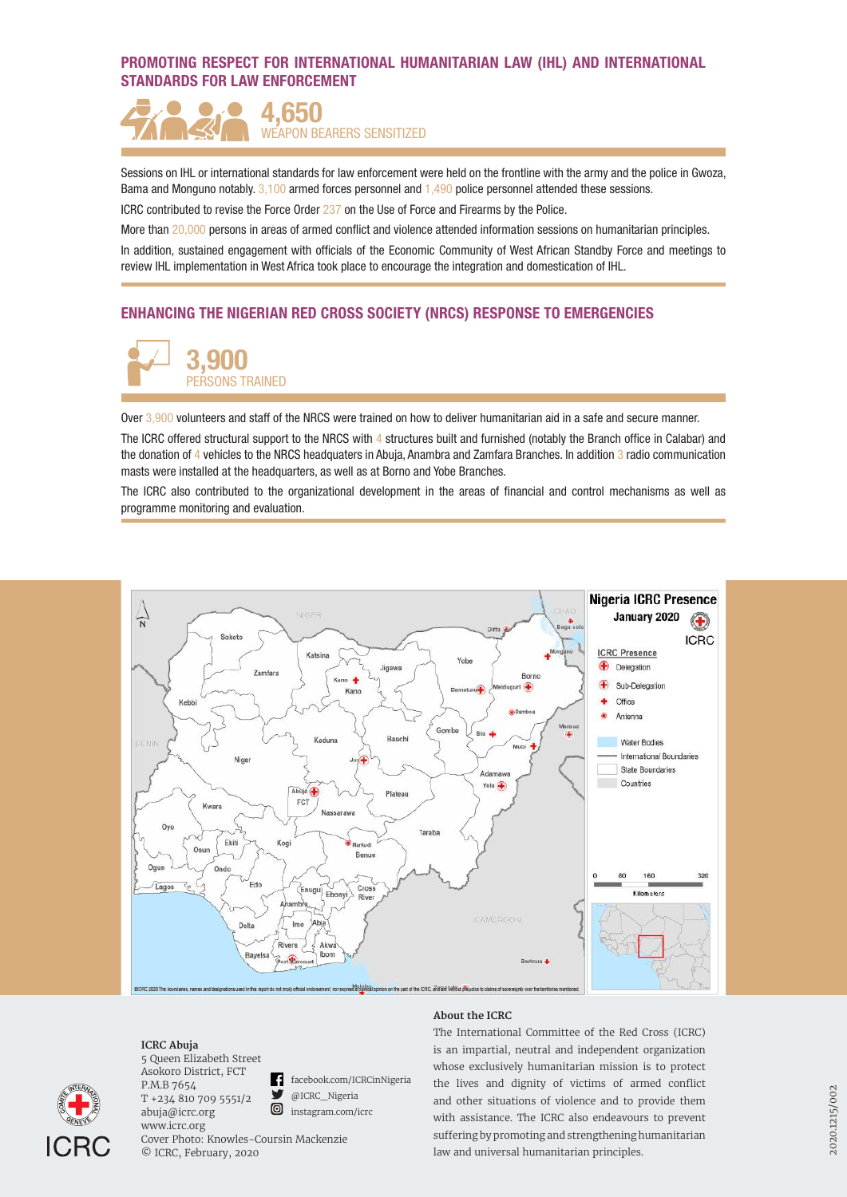## PROMOTING RESPECT FOR INTERNATIONAL HUMANITARIAN LAW (IHL) AND INTERNATIONAL STANDARDS FOR LAW ENFORCEMENT

**4,650**
WEAPON BEARERS SENSITIZED

Sessions on IHL or international standards for law enforcement were held on the frontline with the army and the police in Gwoza, Bama and Monguno notably. 3,100 armed forces personnel and 1,490 police personnel attended these sessions.

ICRC contributed to revise the Force Order 237 on the Use of Force and Firearms by the Police.

More than 20,000 persons in areas of armed conflict and violence attended information sessions on humanitarian principles.

In addition, sustained engagement with officials of the Economic Community of West African Standby Force and meetings to review IHL implementation in West Africa took place to encourage the integration and domestication of IHL.

## ENHANCING THE NIGERIAN RED CROSS SOCIETY (NRCS) RESPONSE TO EMERGENCIES

**3,900**
PERSONS TRAINED

Over 3,900 volunteers and staff of the NRCS were trained on how to deliver humanitarian aid in a safe and secure manner.

The ICRC offered structural support to the NRCS with 4 structures built and furnished (notably the Branch office in Calabar) and the donation of 4 vehicles to the NRCS headquaters in Abuja, Anambra and Zamfara Branches. In addition 3 radio communication masts were installed at the headquarters, as well as at Borno and Yobe Branches.

The ICRC also contributed to the organizational development in the areas of financial and control mechanisms as well as programme monitoring and evaluation.

**Nigeria ICRC Presence**
January 2020
ICRC

ICRC Presence
Delegation
Sub-Delegation
Office
Antenna

Water Bodies
International Boundaries
State Boundaries
Countries

0 80 160 320
Kilometers

NIGER
CHAD
BENIN
CAMEROON
Sokoto
Katsina
Zamfara
Jigawa
Yobe
Borno
Kano
Kebbi
Kaduna
Bauchi
Gombe
Niger
Adamawa
Plateau
FCT
Nassarawa
Kwara
Taraba
Oyo
Ekiti
Osun
Kogi
Benue
Ogun
Ondo
Lagos
Edo
Enugu
Ebonyi
Cross River
Anambra
Delta
Imo
Abia
Rivers
Akwa Ibom
Bayelsa
Diffa
Baga sola
Monguno
Damaturu
Maiduguri
Damboa
Maroua
Biu
Mubi
Jos
Yola
Abuja
Makurdi
Port Harcourt
Bertoua

©ICRC 2020 The boundaries, names and designations used in this report do not imply official endorsement, nor express a political opinion on the part of the ICRC, and are without prejudice to claims of sovereignty over the territories mentioned.

**ICRC Abuja**
5 Queen Elizabeth Street
Asokoro District, FCT
P.M.B 7654
T +234 810 709 5551/2
abuja@icrc.org
www.icrc.org
Cover Photo: Knowles-Coursin Mackenzie
© ICRC, February, 2020

facebook.com/ICRCinNigeria
@ICRC_Nigeria
instagram.com/icrc

**About the ICRC**

The International Committee of the Red Cross (ICRC) is an impartial, neutral and independent organization whose exclusively humanitarian mission is to protect the lives and dignity of victims of armed conflict and other situations of violence and to provide them with assistance. The ICRC also endeavours to prevent suffering by promoting and strengthening humanitarian law and universal humanitarian principles.

2020.1215/002